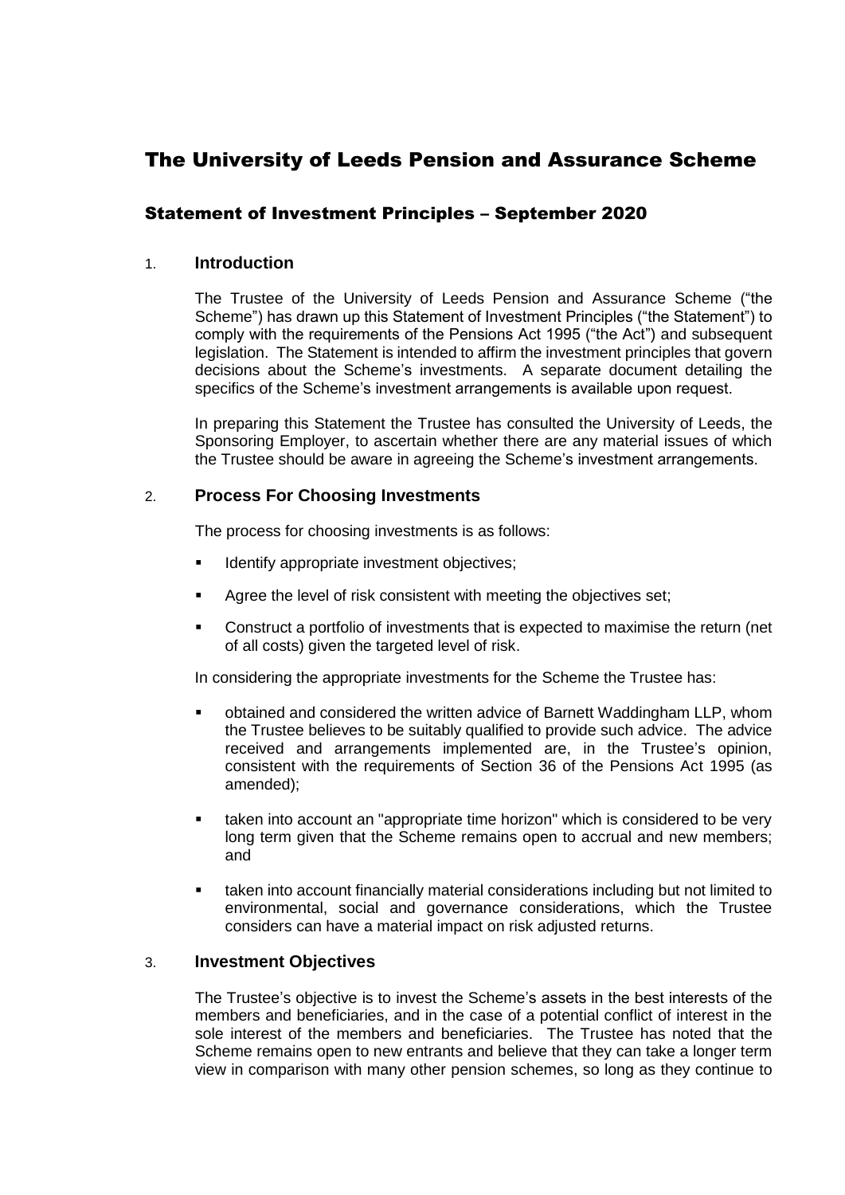# The University of Leeds Pension and Assurance Scheme

## Statement of Investment Principles – September 2020

### 1. Introduction

The Trustee of the University of Leeds Pension and Assurance Scheme ("the Scheme") has drawn up this Statement of Investment Principles ("the Statement") to comply with the requirements of the Pensions Act 1995 ("the Act") and subsequent legislation. The Statement is intended to affirm the investment principles that govern decisions about the Scheme's investments. A separate document detailing the specifics of the Scheme's investment arrangements is available upon request.

In preparing this Statement the Trustee has consulted the University of Leeds, the Sponsoring Employer, to ascertain whether there are any material issues of which the Trustee should be aware in agreeing the Scheme's investment arrangements.

### 2. Process For Choosing Investments

The process for choosing investments is as follows:

- Identify appropriate investment objectives;
- Agree the level of risk consistent with meeting the objectives set;
- Construct a portfolio of investments that is expected to maximise the return (net of all costs) given the targeted level of risk.

In considering the appropriate investments for the Scheme the Trustee has:

- obtained and considered the written advice of Barnett Waddingham LLP, whom the Trustee believes to be suitably qualified to provide such advice. The advice received and arrangements implemented are, in the Trustee's opinion, consistent with the requirements of Section 36 of the Pensions Act 1995 (as amended);
- taken into account an "appropriate time horizon" which is considered to be very long term given that the Scheme remains open to accrual and new members; and
- taken into account financially material considerations including but not limited to environmental, social and governance considerations, which the Trustee considers can have a material impact on risk adjusted returns.

### 3. Investment Objectives

The Trustee's objective is to invest the Scheme's assets in the best interests of the members and beneficiaries, and in the case of a potential conflict of interest in the sole interest of the members and beneficiaries. The Trustee has noted that the Scheme remains open to new entrants and believe that they can take a longer term view in comparison with many other pension schemes, so long as they continue to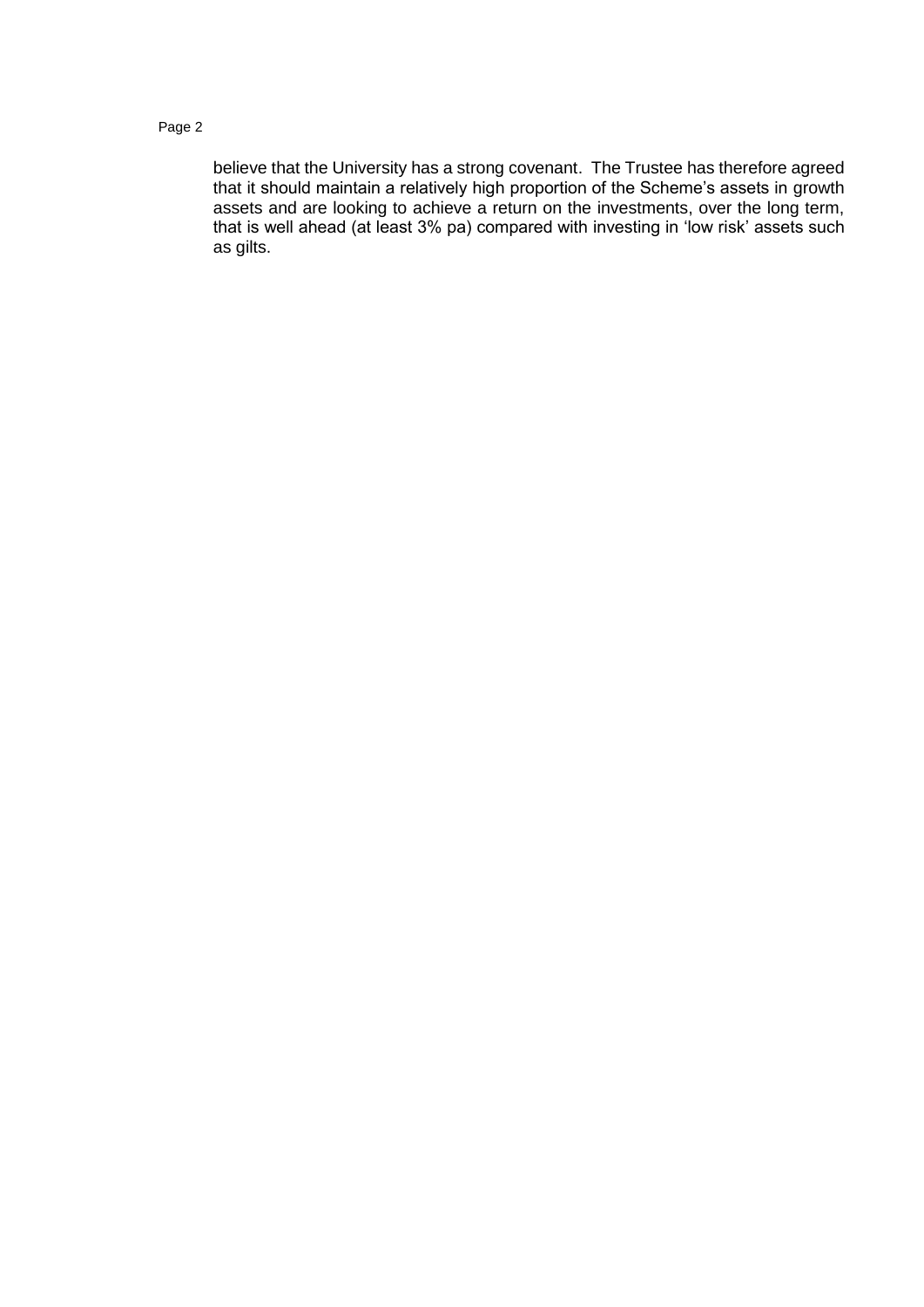believe that the University has a strong covenant. The Trustee has therefore agreed that it should maintain a relatively high proportion of the Scheme's assets in growth assets and are looking to achieve a return on the investments, over the long term, that is well ahead (at least 3% pa) compared with investing in 'low risk' assets such as gilts.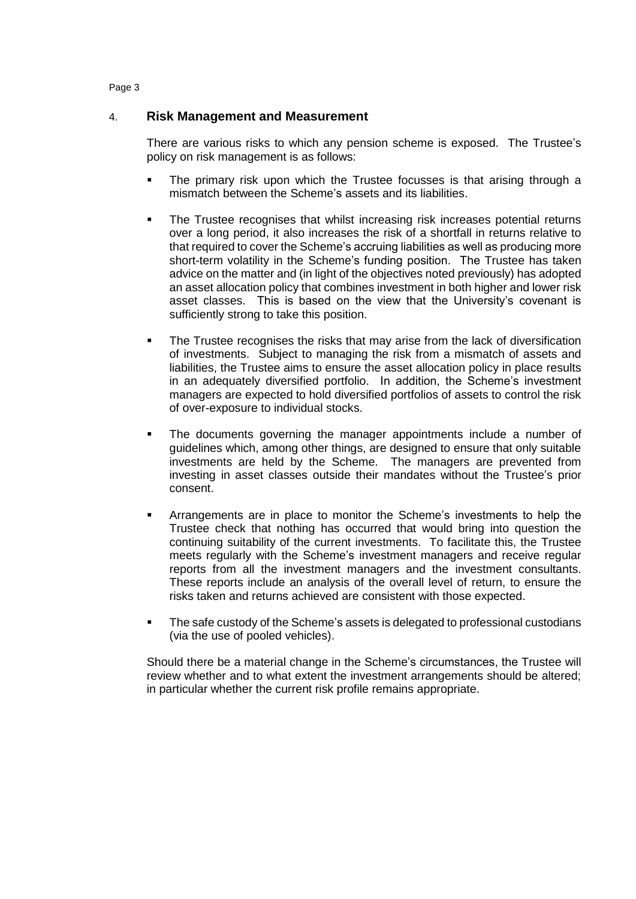## 4. Risk Management and Measurement

There are various risks to which any pension scheme is exposed. The Trustee's policy on risk management is as follows:

- The primary risk upon which the Trustee focusses is that arising through a mismatch between the Scheme's assets and its liabilities.
- The Trustee recognises that whilst increasing risk increases potential returns over a long period, it also increases the risk of a shortfall in returns relative to that required to cover the Scheme's accruing liabilities as well as producing more short-term volatility in the Scheme's funding position. The Trustee has taken advice on the matter and (in light of the objectives noted previously) has adopted an asset allocation policy that combines investment in both higher and lower risk asset classes. This is based on the view that the University's covenant is sufficiently strong to take this position.
- The Trustee recognises the risks that may arise from the lack of diversification of investments. Subject to managing the risk from a mismatch of assets and liabilities, the Trustee aims to ensure the asset allocation policy in place results in an adequately diversified portfolio. In addition, the Scheme's investment managers are expected to hold diversified portfolios of assets to control the risk of over-exposure to individual stocks.
- The documents governing the manager appointments include a number of guidelines which, among other things, are designed to ensure that only suitable investments are held by the Scheme. The managers are prevented from investing in asset classes outside their mandates without the Trustee's prior consent.
- Arrangements are in place to monitor the Scheme's investments to help the Trustee check that nothing has occurred that would bring into question the continuing suitability of the current investments. To facilitate this, the Trustee meets regularly with the Scheme's investment managers and receive regular reports from all the investment managers and the investment consultants. These reports include an analysis of the overall level of return, to ensure the risks taken and returns achieved are consistent with those expected.
- The safe custody of the Scheme's assets is delegated to professional custodians (via the use of pooled vehicles).

Should there be a material change in the Scheme's circumstances, the Trustee will review whether and to what extent the investment arrangements should be altered; in particular whether the current risk profile remains appropriate.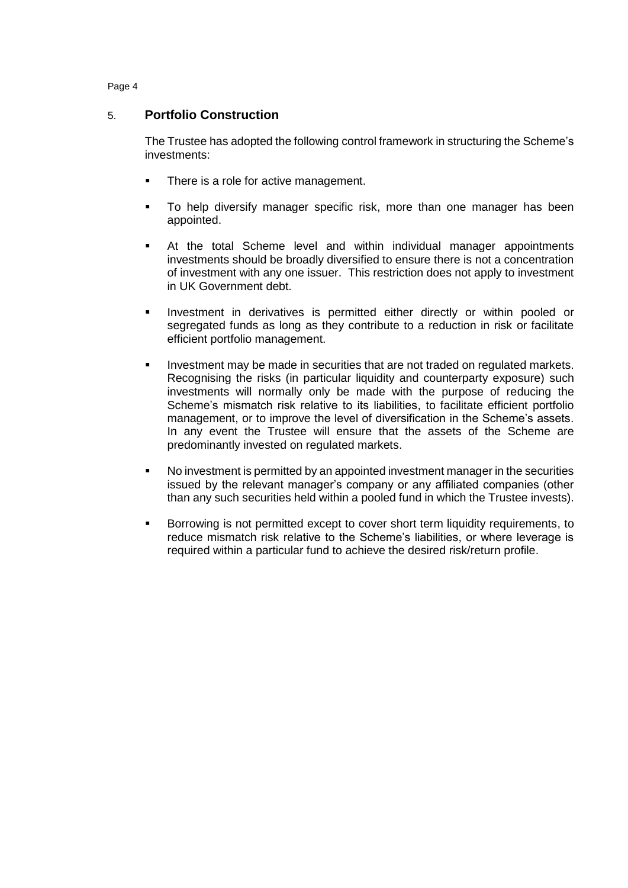## 5. Portfolio Construction

The Trustee has adopted the following control framework in structuring the Scheme's investments:

- There is a role for active management.
- To help diversify manager specific risk, more than one manager has been appointed.
- At the total Scheme level and within individual manager appointments investments should be broadly diversified to ensure there is not a concentration of investment with any one issuer. This restriction does not apply to investment in UK Government debt.
- Investment in derivatives is permitted either directly or within pooled or segregated funds as long as they contribute to a reduction in risk or facilitate efficient portfolio management.
- Investment may be made in securities that are not traded on regulated markets. Recognising the risks (in particular liquidity and counterparty exposure) such investments will normally only be made with the purpose of reducing the Scheme's mismatch risk relative to its liabilities, to facilitate efficient portfolio management, or to improve the level of diversification in the Scheme's assets. In any event the Trustee will ensure that the assets of the Scheme are predominantly invested on regulated markets.
- No investment is permitted by an appointed investment manager in the securities issued by the relevant manager's company or any affiliated companies (other than any such securities held within a pooled fund in which the Trustee invests).
- Borrowing is not permitted except to cover short term liquidity requirements, to reduce mismatch risk relative to the Scheme's liabilities, or where leverage is required within a particular fund to achieve the desired risk/return profile.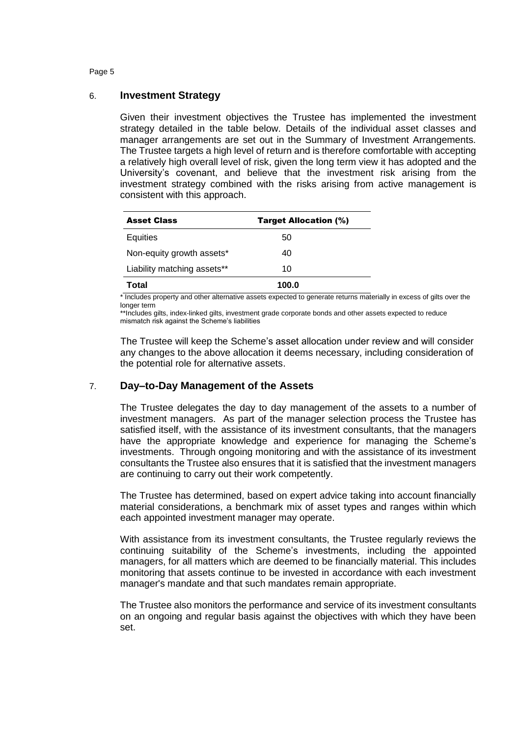## 6. Investment Strategy

Given their investment objectives the Trustee has implemented the investment strategy detailed in the table below. Details of the individual asset classes and manager arrangements are set out in the Summary of Investment Arrangements. The Trustee targets a high level of return and is therefore comfortable with accepting a relatively high overall level of risk, given the long term view it has adopted and the University's covenant, and believe that the investment risk arising from the investment strategy combined with the risks arising from active management is consistent with this approach.

| Asset Class | Target Allocation (%) |
|---|---|
| Equities | 50 |
| Non-equity growth assets* | 40 |
| Liability matching assets** | 10 |
| **Total** | **100.0** |

\* Includes property and other alternative assets expected to generate returns materially in excess of gilts over the longer term

**Includes gilts, index-linked gilts, investment grade corporate bonds and other assets expected to reduce mismatch risk against the Scheme's liabilities

The Trustee will keep the Scheme's asset allocation under review and will consider any changes to the above allocation it deems necessary, including consideration of the potential role for alternative assets.

## 7. Day–to-Day Management of the Assets

The Trustee delegates the day to day management of the assets to a number of investment managers. As part of the manager selection process the Trustee has satisfied itself, with the assistance of its investment consultants, that the managers have the appropriate knowledge and experience for managing the Scheme's investments. Through ongoing monitoring and with the assistance of its investment consultants the Trustee also ensures that it is satisfied that the investment managers are continuing to carry out their work competently.

The Trustee has determined, based on expert advice taking into account financially material considerations, a benchmark mix of asset types and ranges within which each appointed investment manager may operate.

With assistance from its investment consultants, the Trustee regularly reviews the continuing suitability of the Scheme's investments, including the appointed managers, for all matters which are deemed to be financially material. This includes monitoring that assets continue to be invested in accordance with each investment manager's mandate and that such mandates remain appropriate.

The Trustee also monitors the performance and service of its investment consultants on an ongoing and regular basis against the objectives with which they have been set.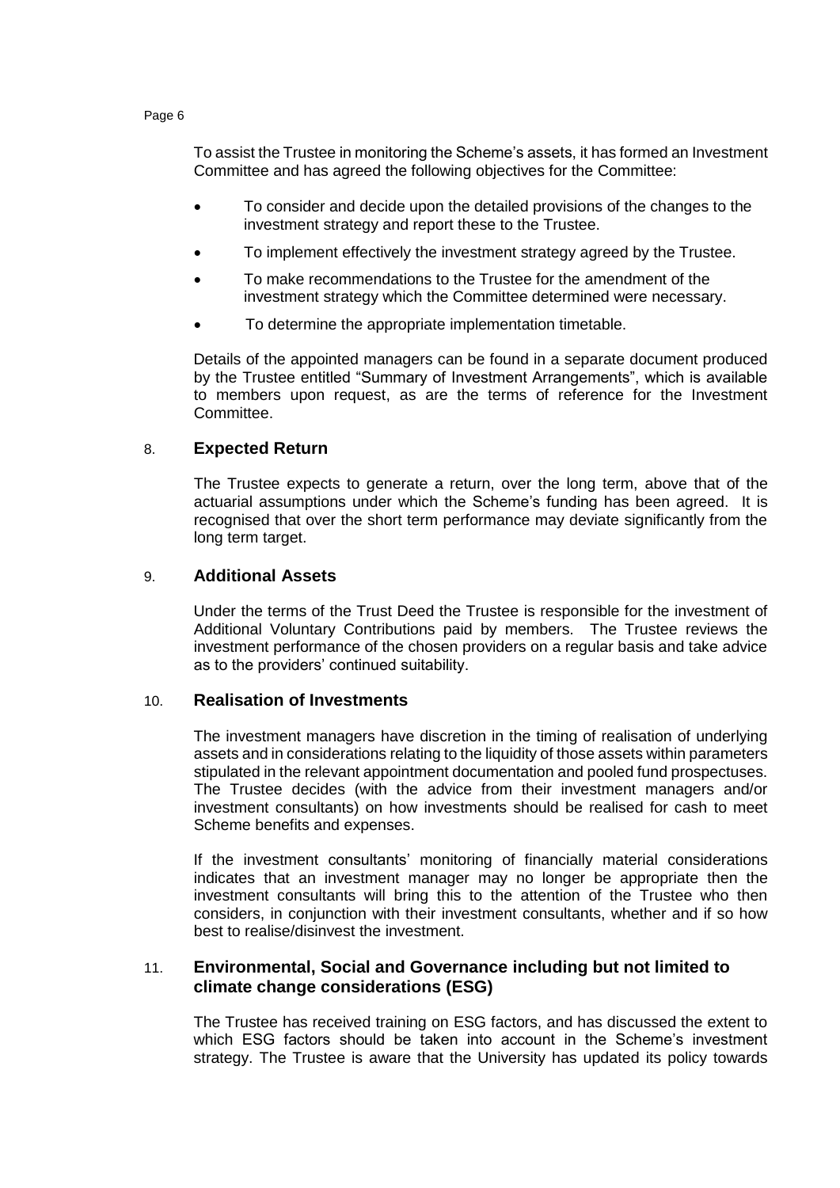To assist the Trustee in monitoring the Scheme's assets, it has formed an Investment Committee and has agreed the following objectives for the Committee:

- To consider and decide upon the detailed provisions of the changes to the investment strategy and report these to the Trustee.
- To implement effectively the investment strategy agreed by the Trustee.
- To make recommendations to the Trustee for the amendment of the investment strategy which the Committee determined were necessary.
- To determine the appropriate implementation timetable.

Details of the appointed managers can be found in a separate document produced by the Trustee entitled "Summary of Investment Arrangements", which is available to members upon request, as are the terms of reference for the Investment Committee.

## 8. Expected Return

The Trustee expects to generate a return, over the long term, above that of the actuarial assumptions under which the Scheme's funding has been agreed. It is recognised that over the short term performance may deviate significantly from the long term target.

## 9. Additional Assets

Under the terms of the Trust Deed the Trustee is responsible for the investment of Additional Voluntary Contributions paid by members. The Trustee reviews the investment performance of the chosen providers on a regular basis and take advice as to the providers' continued suitability.

## 10. Realisation of Investments

The investment managers have discretion in the timing of realisation of underlying assets and in considerations relating to the liquidity of those assets within parameters stipulated in the relevant appointment documentation and pooled fund prospectuses. The Trustee decides (with the advice from their investment managers and/or investment consultants) on how investments should be realised for cash to meet Scheme benefits and expenses.

If the investment consultants' monitoring of financially material considerations indicates that an investment manager may no longer be appropriate then the investment consultants will bring this to the attention of the Trustee who then considers, in conjunction with their investment consultants, whether and if so how best to realise/disinvest the investment.

## 11. Environmental, Social and Governance including but not limited to climate change considerations (ESG)

The Trustee has received training on ESG factors, and has discussed the extent to which ESG factors should be taken into account in the Scheme's investment strategy. The Trustee is aware that the University has updated its policy towards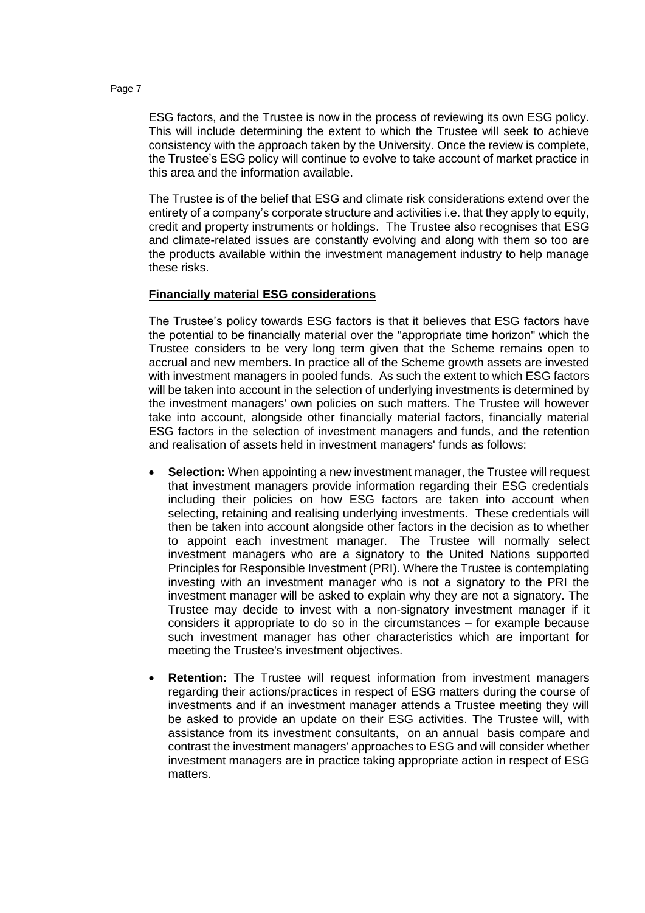ESG factors, and the Trustee is now in the process of reviewing its own ESG policy. This will include determining the extent to which the Trustee will seek to achieve consistency with the approach taken by the University. Once the review is complete, the Trustee's ESG policy will continue to evolve to take account of market practice in this area and the information available.

The Trustee is of the belief that ESG and climate risk considerations extend over the entirety of a company's corporate structure and activities i.e. that they apply to equity, credit and property instruments or holdings. The Trustee also recognises that ESG and climate-related issues are constantly evolving and along with them so too are the products available within the investment management industry to help manage these risks.

**Financially material ESG considerations**

The Trustee's policy towards ESG factors is that it believes that ESG factors have the potential to be financially material over the "appropriate time horizon" which the Trustee considers to be very long term given that the Scheme remains open to accrual and new members. In practice all of the Scheme growth assets are invested with investment managers in pooled funds. As such the extent to which ESG factors will be taken into account in the selection of underlying investments is determined by the investment managers' own policies on such matters. The Trustee will however take into account, alongside other financially material factors, financially material ESG factors in the selection of investment managers and funds, and the retention and realisation of assets held in investment managers' funds as follows:

- **Selection:** When appointing a new investment manager, the Trustee will request that investment managers provide information regarding their ESG credentials including their policies on how ESG factors are taken into account when selecting, retaining and realising underlying investments. These credentials will then be taken into account alongside other factors in the decision as to whether to appoint each investment manager. The Trustee will normally select investment managers who are a signatory to the United Nations supported Principles for Responsible Investment (PRI). Where the Trustee is contemplating investing with an investment manager who is not a signatory to the PRI the investment manager will be asked to explain why they are not a signatory. The Trustee may decide to invest with a non-signatory investment manager if it considers it appropriate to do so in the circumstances – for example because such investment manager has other characteristics which are important for meeting the Trustee's investment objectives.

- **Retention:** The Trustee will request information from investment managers regarding their actions/practices in respect of ESG matters during the course of investments and if an investment manager attends a Trustee meeting they will be asked to provide an update on their ESG activities. The Trustee will, with assistance from its investment consultants, on an annual basis compare and contrast the investment managers' approaches to ESG and will consider whether investment managers are in practice taking appropriate action in respect of ESG matters.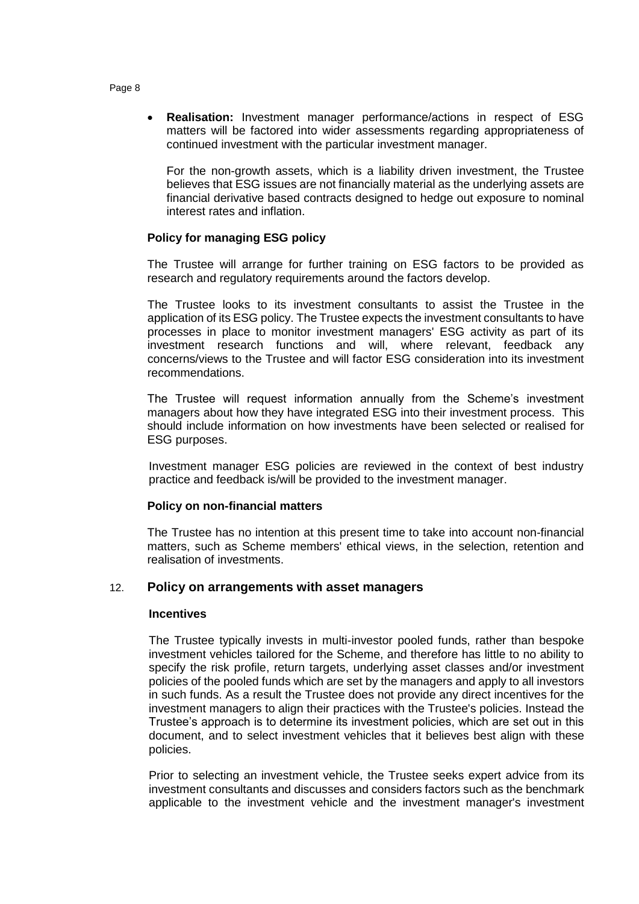- **Realisation:** Investment manager performance/actions in respect of ESG matters will be factored into wider assessments regarding appropriateness of continued investment with the particular investment manager.

  For the non-growth assets, which is a liability driven investment, the Trustee believes that ESG issues are not financially material as the underlying assets are financial derivative based contracts designed to hedge out exposure to nominal interest rates and inflation.

**Policy for managing ESG policy**

The Trustee will arrange for further training on ESG factors to be provided as research and regulatory requirements around the factors develop.

The Trustee looks to its investment consultants to assist the Trustee in the application of its ESG policy. The Trustee expects the investment consultants to have processes in place to monitor investment managers' ESG activity as part of its investment research functions and will, where relevant, feedback any concerns/views to the Trustee and will factor ESG consideration into its investment recommendations.

The Trustee will request information annually from the Scheme's investment managers about how they have integrated ESG into their investment process. This should include information on how investments have been selected or realised for ESG purposes.

Investment manager ESG policies are reviewed in the context of best industry practice and feedback is/will be provided to the investment manager.

**Policy on non-financial matters**

The Trustee has no intention at this present time to take into account non-financial matters, such as Scheme members' ethical views, in the selection, retention and realisation of investments.

## 12. Policy on arrangements with asset managers

**Incentives**

The Trustee typically invests in multi-investor pooled funds, rather than bespoke investment vehicles tailored for the Scheme, and therefore has little to no ability to specify the risk profile, return targets, underlying asset classes and/or investment policies of the pooled funds which are set by the managers and apply to all investors in such funds. As a result the Trustee does not provide any direct incentives for the investment managers to align their practices with the Trustee's policies. Instead the Trustee's approach is to determine its investment policies, which are set out in this document, and to select investment vehicles that it believes best align with these policies.

Prior to selecting an investment vehicle, the Trustee seeks expert advice from its investment consultants and discusses and considers factors such as the benchmark applicable to the investment vehicle and the investment manager's investment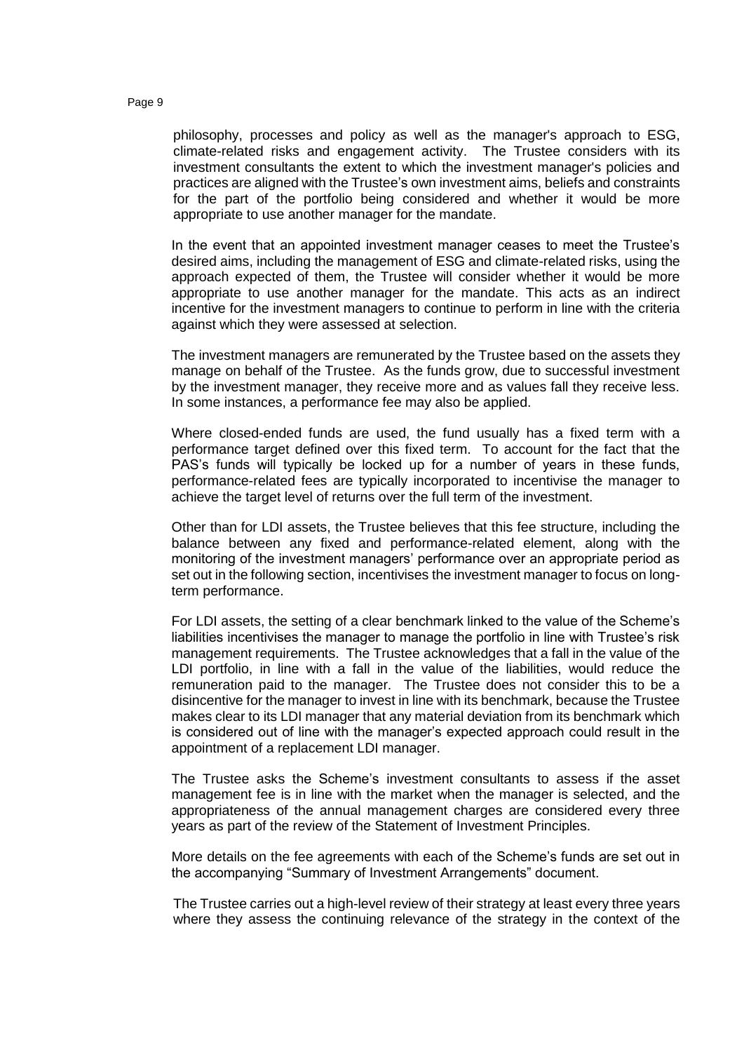philosophy, processes and policy as well as the manager's approach to ESG, climate-related risks and engagement activity. The Trustee considers with its investment consultants the extent to which the investment manager's policies and practices are aligned with the Trustee's own investment aims, beliefs and constraints for the part of the portfolio being considered and whether it would be more appropriate to use another manager for the mandate.

In the event that an appointed investment manager ceases to meet the Trustee's desired aims, including the management of ESG and climate-related risks, using the approach expected of them, the Trustee will consider whether it would be more appropriate to use another manager for the mandate. This acts as an indirect incentive for the investment managers to continue to perform in line with the criteria against which they were assessed at selection.

The investment managers are remunerated by the Trustee based on the assets they manage on behalf of the Trustee. As the funds grow, due to successful investment by the investment manager, they receive more and as values fall they receive less. In some instances, a performance fee may also be applied.

Where closed-ended funds are used, the fund usually has a fixed term with a performance target defined over this fixed term. To account for the fact that the PAS's funds will typically be locked up for a number of years in these funds, performance-related fees are typically incorporated to incentivise the manager to achieve the target level of returns over the full term of the investment.

Other than for LDI assets, the Trustee believes that this fee structure, including the balance between any fixed and performance-related element, along with the monitoring of the investment managers' performance over an appropriate period as set out in the following section, incentivises the investment manager to focus on long-term performance.

For LDI assets, the setting of a clear benchmark linked to the value of the Scheme's liabilities incentivises the manager to manage the portfolio in line with Trustee's risk management requirements. The Trustee acknowledges that a fall in the value of the LDI portfolio, in line with a fall in the value of the liabilities, would reduce the remuneration paid to the manager. The Trustee does not consider this to be a disincentive for the manager to invest in line with its benchmark, because the Trustee makes clear to its LDI manager that any material deviation from its benchmark which is considered out of line with the manager's expected approach could result in the appointment of a replacement LDI manager.

The Trustee asks the Scheme's investment consultants to assess if the asset management fee is in line with the market when the manager is selected, and the appropriateness of the annual management charges are considered every three years as part of the review of the Statement of Investment Principles.

More details on the fee agreements with each of the Scheme's funds are set out in the accompanying "Summary of Investment Arrangements" document.

The Trustee carries out a high-level review of their strategy at least every three years where they assess the continuing relevance of the strategy in the context of the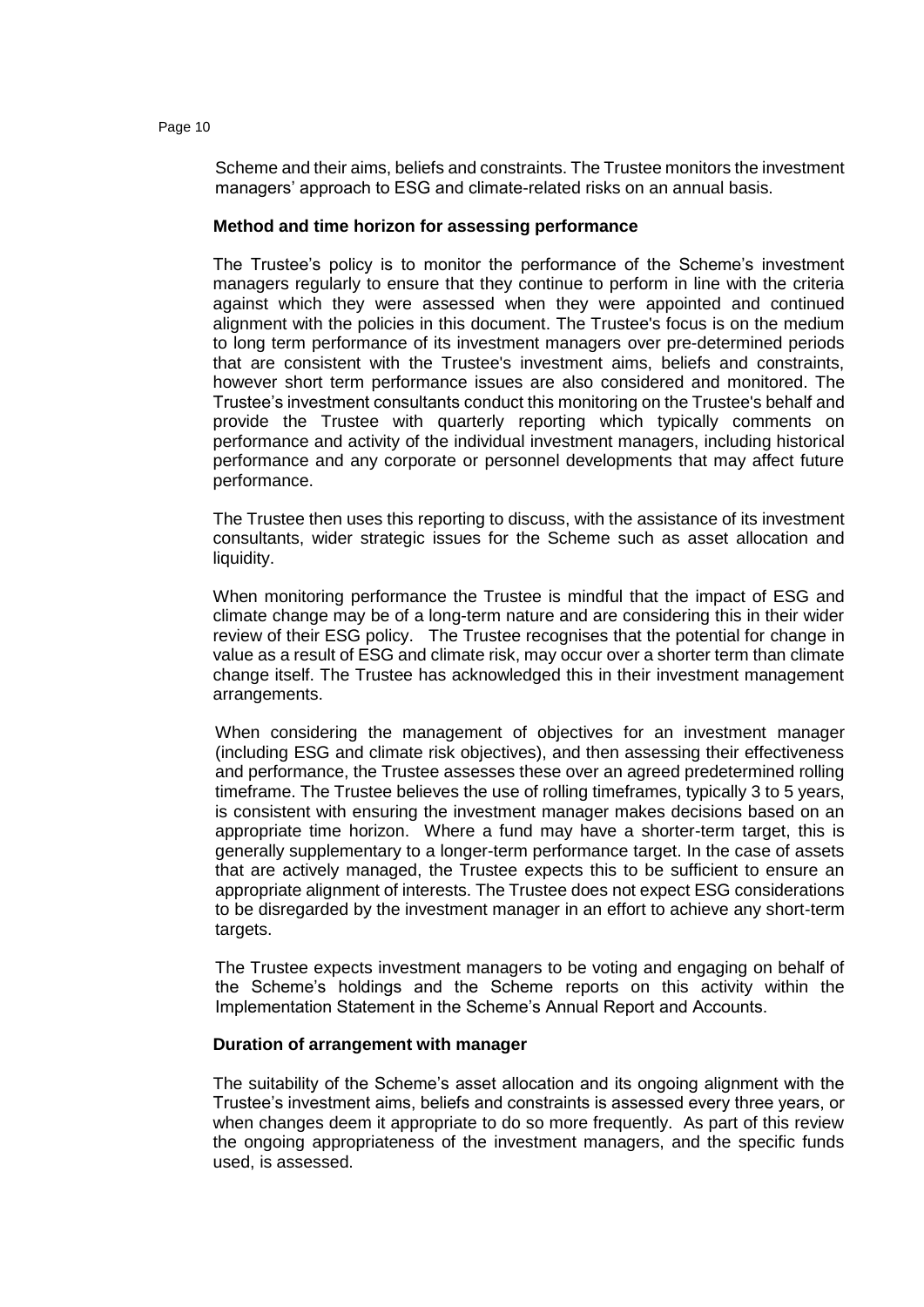Scheme and their aims, beliefs and constraints. The Trustee monitors the investment managers' approach to ESG and climate-related risks on an annual basis.

**Method and time horizon for assessing performance**

The Trustee's policy is to monitor the performance of the Scheme's investment managers regularly to ensure that they continue to perform in line with the criteria against which they were assessed when they were appointed and continued alignment with the policies in this document. The Trustee's focus is on the medium to long term performance of its investment managers over pre-determined periods that are consistent with the Trustee's investment aims, beliefs and constraints, however short term performance issues are also considered and monitored. The Trustee's investment consultants conduct this monitoring on the Trustee's behalf and provide the Trustee with quarterly reporting which typically comments on performance and activity of the individual investment managers, including historical performance and any corporate or personnel developments that may affect future performance.

The Trustee then uses this reporting to discuss, with the assistance of its investment consultants, wider strategic issues for the Scheme such as asset allocation and liquidity.

When monitoring performance the Trustee is mindful that the impact of ESG and climate change may be of a long-term nature and are considering this in their wider review of their ESG policy. The Trustee recognises that the potential for change in value as a result of ESG and climate risk, may occur over a shorter term than climate change itself. The Trustee has acknowledged this in their investment management arrangements.

When considering the management of objectives for an investment manager (including ESG and climate risk objectives), and then assessing their effectiveness and performance, the Trustee assesses these over an agreed predetermined rolling timeframe. The Trustee believes the use of rolling timeframes, typically 3 to 5 years, is consistent with ensuring the investment manager makes decisions based on an appropriate time horizon. Where a fund may have a shorter-term target, this is generally supplementary to a longer-term performance target. In the case of assets that are actively managed, the Trustee expects this to be sufficient to ensure an appropriate alignment of interests. The Trustee does not expect ESG considerations to be disregarded by the investment manager in an effort to achieve any short-term targets.

The Trustee expects investment managers to be voting and engaging on behalf of the Scheme's holdings and the Scheme reports on this activity within the Implementation Statement in the Scheme's Annual Report and Accounts.

**Duration of arrangement with manager**

The suitability of the Scheme's asset allocation and its ongoing alignment with the Trustee's investment aims, beliefs and constraints is assessed every three years, or when changes deem it appropriate to do so more frequently. As part of this review the ongoing appropriateness of the investment managers, and the specific funds used, is assessed.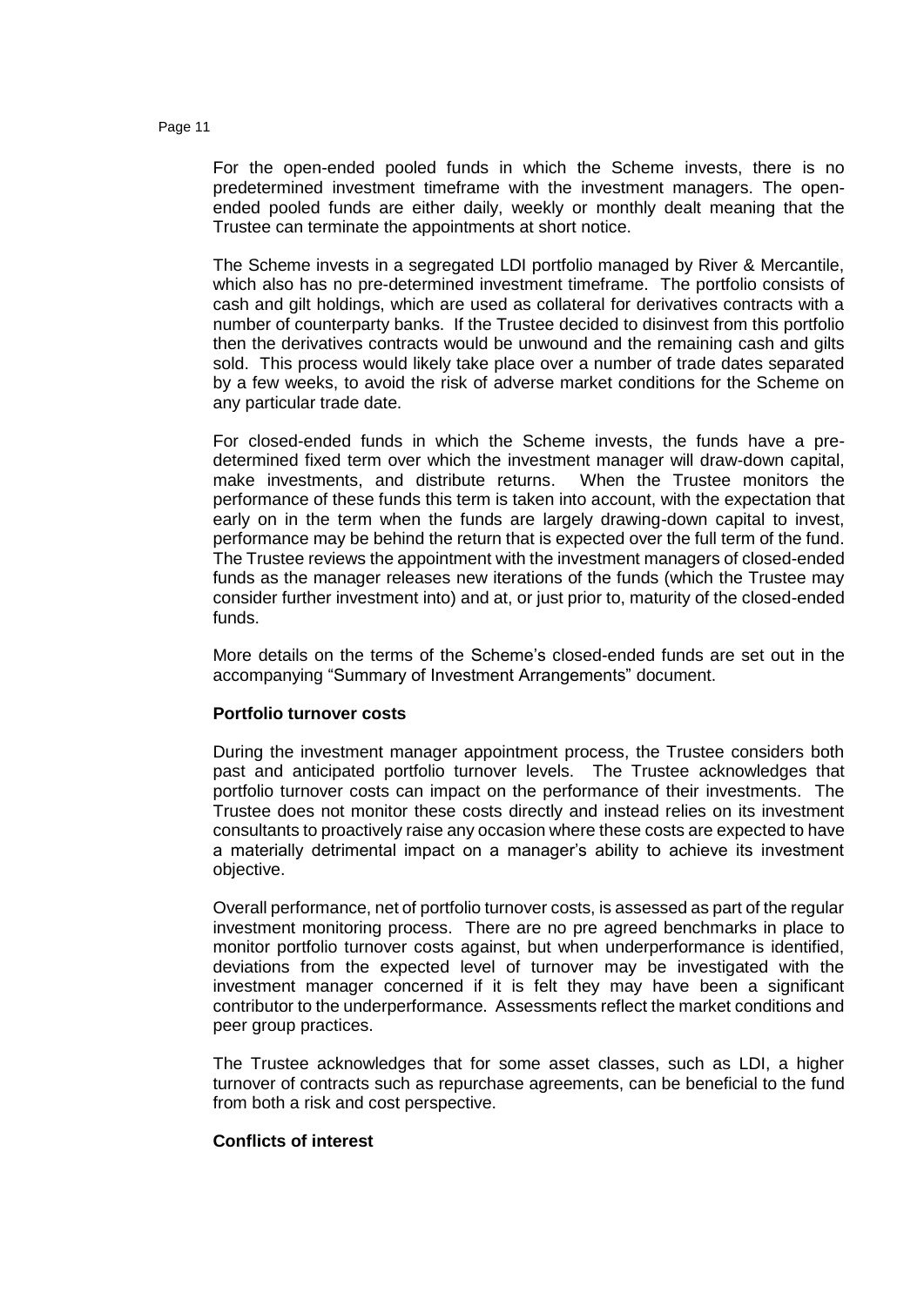For the open-ended pooled funds in which the Scheme invests, there is no predetermined investment timeframe with the investment managers. The open-ended pooled funds are either daily, weekly or monthly dealt meaning that the Trustee can terminate the appointments at short notice.

The Scheme invests in a segregated LDI portfolio managed by River & Mercantile, which also has no pre-determined investment timeframe. The portfolio consists of cash and gilt holdings, which are used as collateral for derivatives contracts with a number of counterparty banks. If the Trustee decided to disinvest from this portfolio then the derivatives contracts would be unwound and the remaining cash and gilts sold. This process would likely take place over a number of trade dates separated by a few weeks, to avoid the risk of adverse market conditions for the Scheme on any particular trade date.

For closed-ended funds in which the Scheme invests, the funds have a pre-determined fixed term over which the investment manager will draw-down capital, make investments, and distribute returns. When the Trustee monitors the performance of these funds this term is taken into account, with the expectation that early on in the term when the funds are largely drawing-down capital to invest, performance may be behind the return that is expected over the full term of the fund. The Trustee reviews the appointment with the investment managers of closed-ended funds as the manager releases new iterations of the funds (which the Trustee may consider further investment into) and at, or just prior to, maturity of the closed-ended funds.

More details on the terms of the Scheme's closed-ended funds are set out in the accompanying "Summary of Investment Arrangements" document.

**Portfolio turnover costs**

During the investment manager appointment process, the Trustee considers both past and anticipated portfolio turnover levels. The Trustee acknowledges that portfolio turnover costs can impact on the performance of their investments. The Trustee does not monitor these costs directly and instead relies on its investment consultants to proactively raise any occasion where these costs are expected to have a materially detrimental impact on a manager's ability to achieve its investment objective.

Overall performance, net of portfolio turnover costs, is assessed as part of the regular investment monitoring process. There are no pre agreed benchmarks in place to monitor portfolio turnover costs against, but when underperformance is identified, deviations from the expected level of turnover may be investigated with the investment manager concerned if it is felt they may have been a significant contributor to the underperformance. Assessments reflect the market conditions and peer group practices.

The Trustee acknowledges that for some asset classes, such as LDI, a higher turnover of contracts such as repurchase agreements, can be beneficial to the fund from both a risk and cost perspective.

**Conflicts of interest**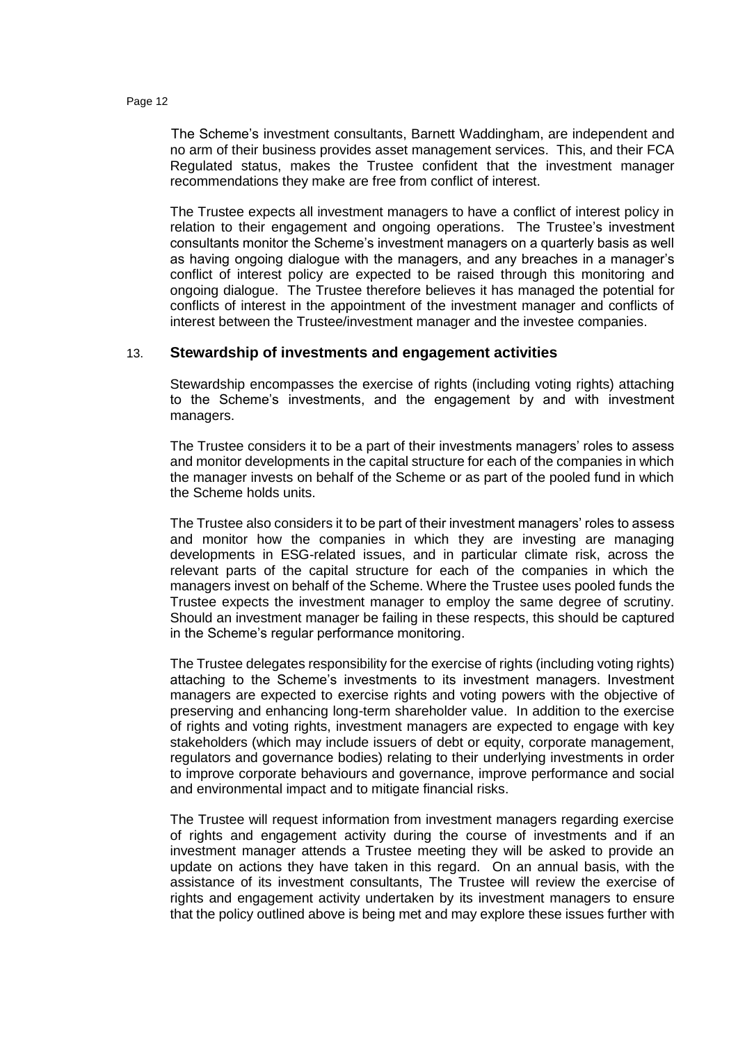The Scheme's investment consultants, Barnett Waddingham, are independent and no arm of their business provides asset management services. This, and their FCA Regulated status, makes the Trustee confident that the investment manager recommendations they make are free from conflict of interest.

The Trustee expects all investment managers to have a conflict of interest policy in relation to their engagement and ongoing operations. The Trustee's investment consultants monitor the Scheme's investment managers on a quarterly basis as well as having ongoing dialogue with the managers, and any breaches in a manager's conflict of interest policy are expected to be raised through this monitoring and ongoing dialogue. The Trustee therefore believes it has managed the potential for conflicts of interest in the appointment of the investment manager and conflicts of interest between the Trustee/investment manager and the investee companies.

## 13. Stewardship of investments and engagement activities

Stewardship encompasses the exercise of rights (including voting rights) attaching to the Scheme's investments, and the engagement by and with investment managers.

The Trustee considers it to be a part of their investments managers' roles to assess and monitor developments in the capital structure for each of the companies in which the manager invests on behalf of the Scheme or as part of the pooled fund in which the Scheme holds units.

The Trustee also considers it to be part of their investment managers' roles to assess and monitor how the companies in which they are investing are managing developments in ESG-related issues, and in particular climate risk, across the relevant parts of the capital structure for each of the companies in which the managers invest on behalf of the Scheme. Where the Trustee uses pooled funds the Trustee expects the investment manager to employ the same degree of scrutiny. Should an investment manager be failing in these respects, this should be captured in the Scheme's regular performance monitoring.

The Trustee delegates responsibility for the exercise of rights (including voting rights) attaching to the Scheme's investments to its investment managers. Investment managers are expected to exercise rights and voting powers with the objective of preserving and enhancing long-term shareholder value. In addition to the exercise of rights and voting rights, investment managers are expected to engage with key stakeholders (which may include issuers of debt or equity, corporate management, regulators and governance bodies) relating to their underlying investments in order to improve corporate behaviours and governance, improve performance and social and environmental impact and to mitigate financial risks.

The Trustee will request information from investment managers regarding exercise of rights and engagement activity during the course of investments and if an investment manager attends a Trustee meeting they will be asked to provide an update on actions they have taken in this regard. On an annual basis, with the assistance of its investment consultants, The Trustee will review the exercise of rights and engagement activity undertaken by its investment managers to ensure that the policy outlined above is being met and may explore these issues further with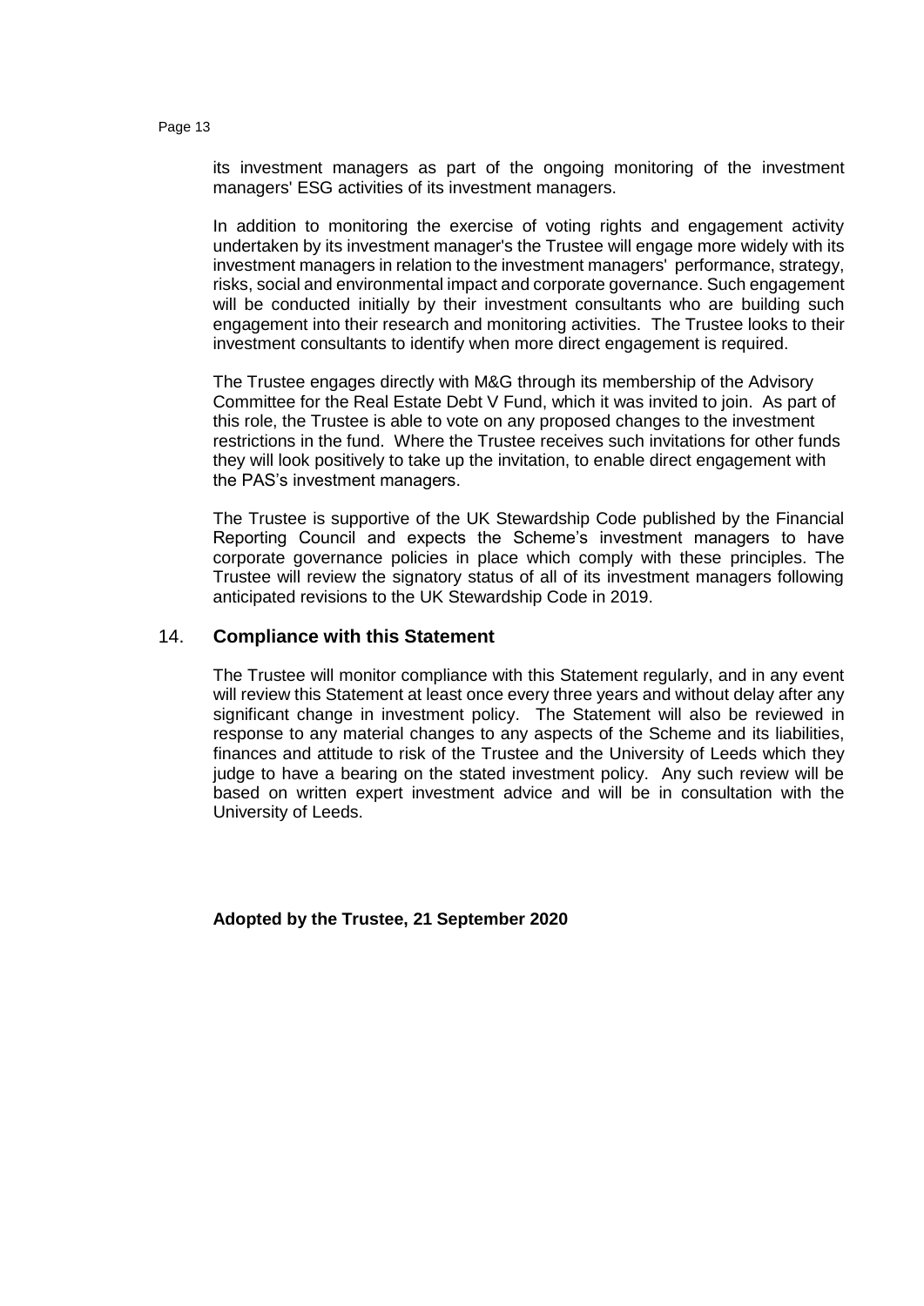its investment managers as part of the ongoing monitoring of the investment managers' ESG activities of its investment managers.

In addition to monitoring the exercise of voting rights and engagement activity undertaken by its investment manager's the Trustee will engage more widely with its investment managers in relation to the investment managers' performance, strategy, risks, social and environmental impact and corporate governance. Such engagement will be conducted initially by their investment consultants who are building such engagement into their research and monitoring activities. The Trustee looks to their investment consultants to identify when more direct engagement is required.

The Trustee engages directly with M&G through its membership of the Advisory Committee for the Real Estate Debt V Fund, which it was invited to join. As part of this role, the Trustee is able to vote on any proposed changes to the investment restrictions in the fund. Where the Trustee receives such invitations for other funds they will look positively to take up the invitation, to enable direct engagement with the PAS's investment managers.

The Trustee is supportive of the UK Stewardship Code published by the Financial Reporting Council and expects the Scheme's investment managers to have corporate governance policies in place which comply with these principles. The Trustee will review the signatory status of all of its investment managers following anticipated revisions to the UK Stewardship Code in 2019.

## 14. Compliance with this Statement

The Trustee will monitor compliance with this Statement regularly, and in any event will review this Statement at least once every three years and without delay after any significant change in investment policy. The Statement will also be reviewed in response to any material changes to any aspects of the Scheme and its liabilities, finances and attitude to risk of the Trustee and the University of Leeds which they judge to have a bearing on the stated investment policy. Any such review will be based on written expert investment advice and will be in consultation with the University of Leeds.

**Adopted by the Trustee, 21 September 2020**